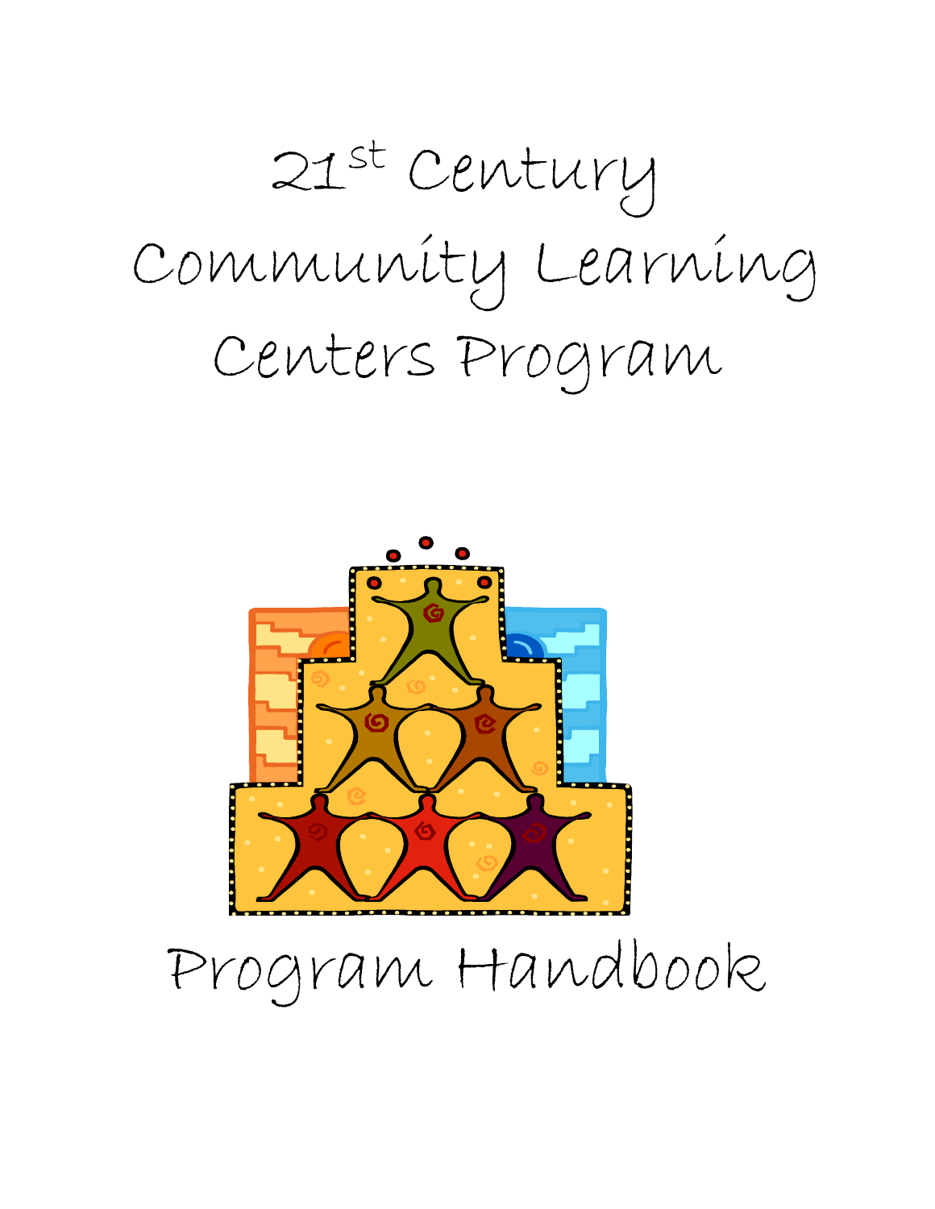# 21st Century Community Learning Centers Program

# Program Handbook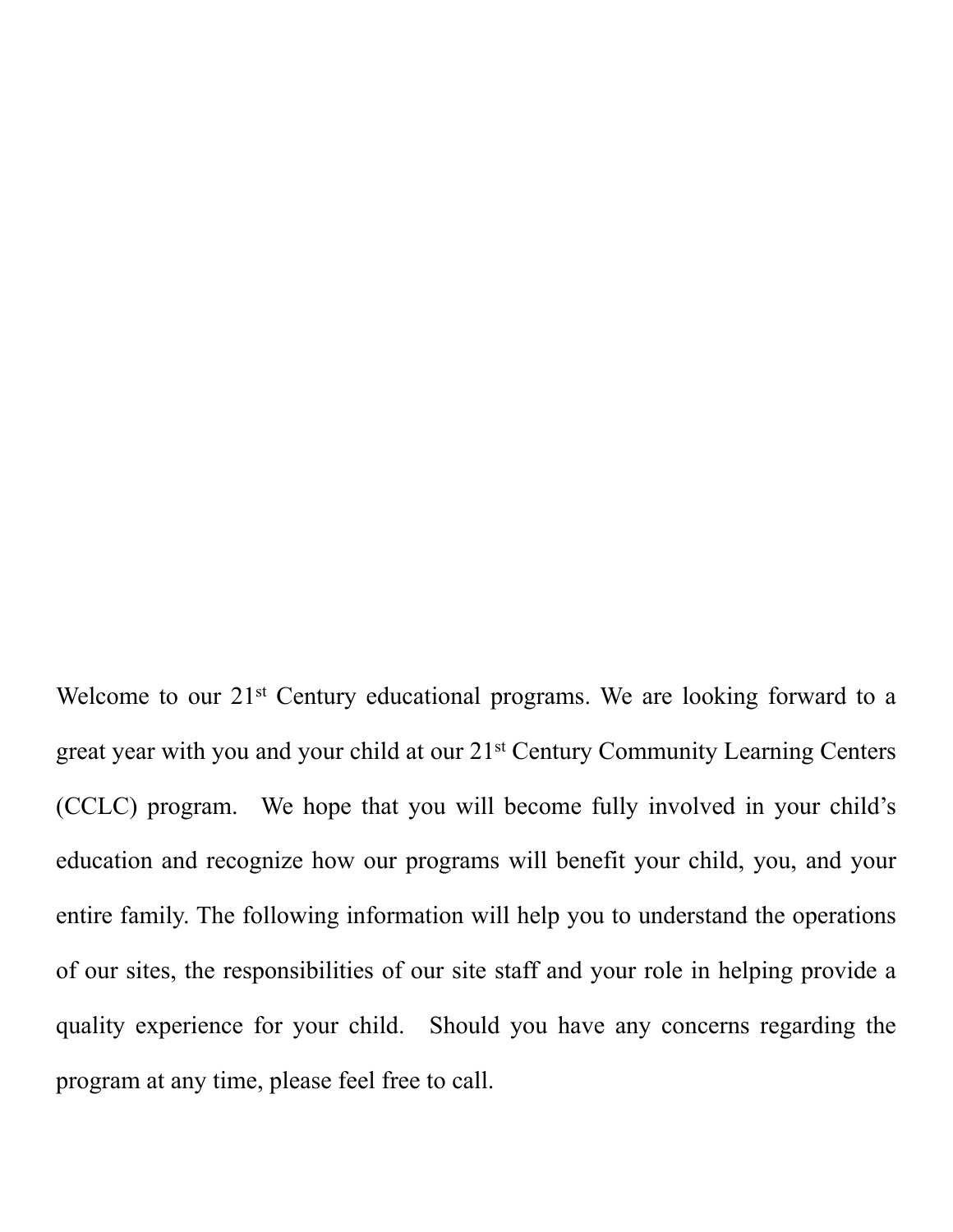Welcome to our 21st Century educational programs. We are looking forward to a great year with you and your child at our 21st Century Community Learning Centers (CCLC) program. We hope that you will become fully involved in your child's education and recognize how our programs will benefit your child, you, and your entire family. The following information will help you to understand the operations of our sites, the responsibilities of our site staff and your role in helping provide a quality experience for your child. Should you have any concerns regarding the program at any time, please feel free to call.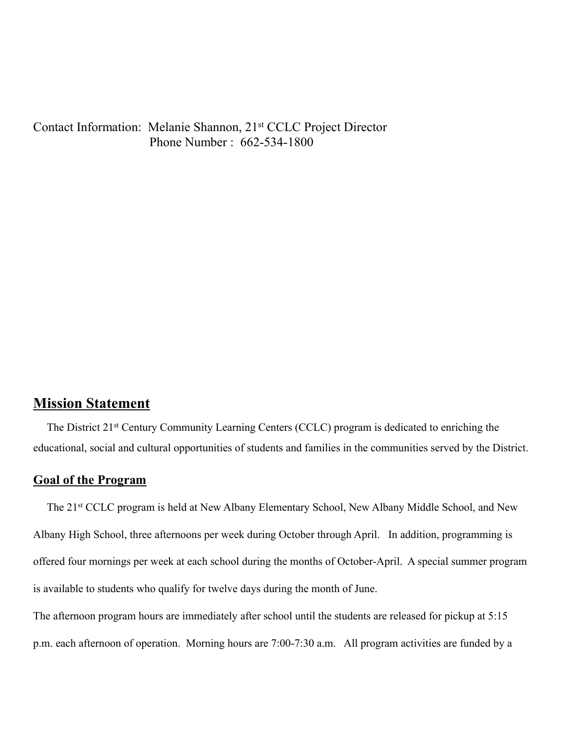Contact Information: Melanie Shannon, 21st CCLC Project Director
Phone Number : 662-534-1800

## Mission Statement

The District 21st Century Community Learning Centers (CCLC) program is dedicated to enriching the educational, social and cultural opportunities of students and families in the communities served by the District.

## Goal of the Program

The 21st CCLC program is held at New Albany Elementary School, New Albany Middle School, and New Albany High School, three afternoons per week during October through April. In addition, programming is offered four mornings per week at each school during the months of October-April. A special summer program is available to students who qualify for twelve days during the month of June.

The afternoon program hours are immediately after school until the students are released for pickup at 5:15 p.m. each afternoon of operation. Morning hours are 7:00-7:30 a.m. All program activities are funded by a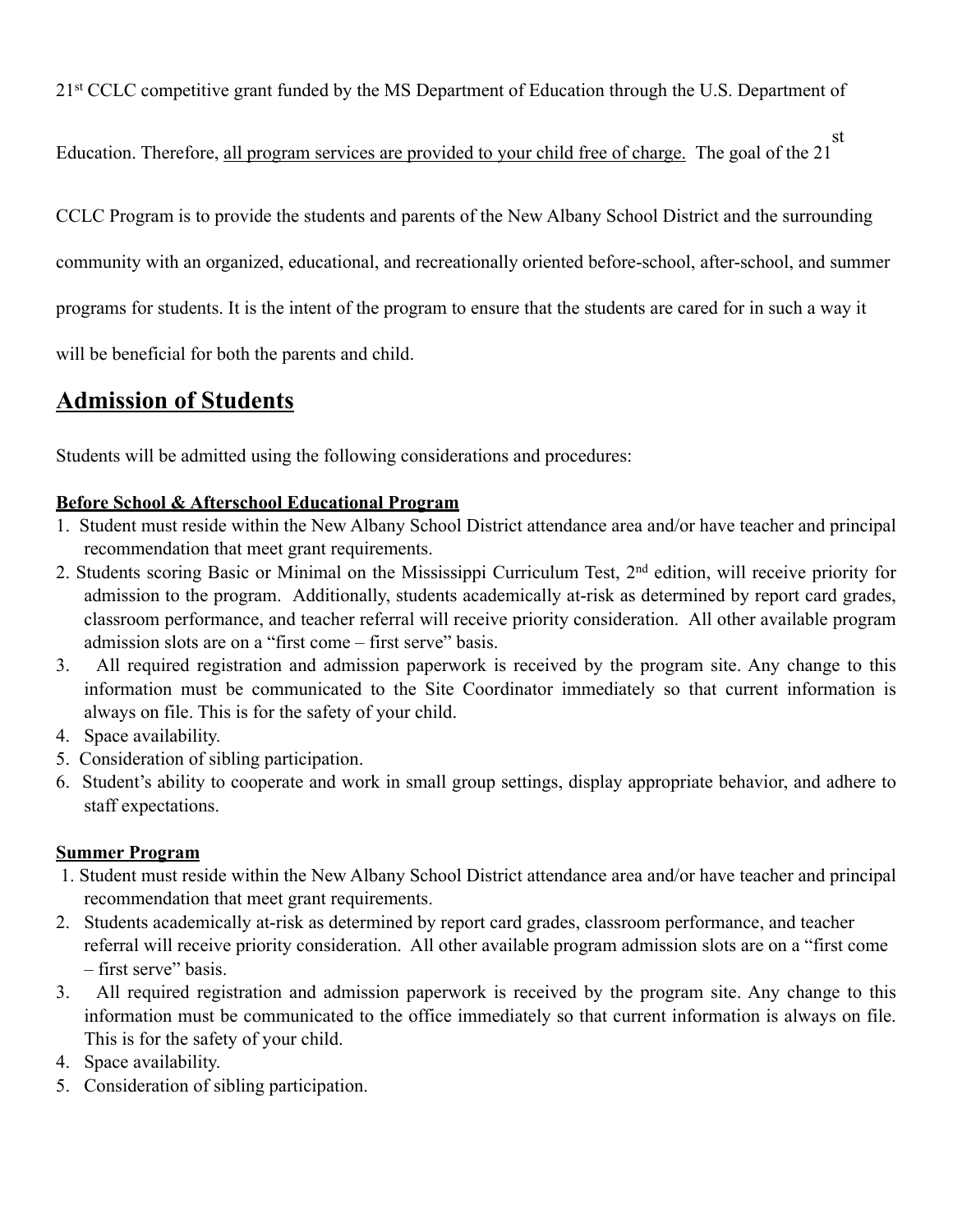21st CCLC competitive grant funded by the MS Department of Education through the U.S. Department of Education. Therefore, all program services are provided to your child free of charge. The goal of the 21st CCLC Program is to provide the students and parents of the New Albany School District and the surrounding community with an organized, educational, and recreationally oriented before-school, after-school, and summer programs for students. It is the intent of the program to ensure that the students are cared for in such a way it will be beneficial for both the parents and child.

## Admission of Students

Students will be admitted using the following considerations and procedures:

**Before School & Afterschool Educational Program**

1. Student must reside within the New Albany School District attendance area and/or have teacher and principal recommendation that meet grant requirements.
2. Students scoring Basic or Minimal on the Mississippi Curriculum Test, 2nd edition, will receive priority for admission to the program. Additionally, students academically at-risk as determined by report card grades, classroom performance, and teacher referral will receive priority consideration. All other available program admission slots are on a "first come – first serve" basis.
3. All required registration and admission paperwork is received by the program site. Any change to this information must be communicated to the Site Coordinator immediately so that current information is always on file. This is for the safety of your child.
4. Space availability.
5. Consideration of sibling participation.
6. Student's ability to cooperate and work in small group settings, display appropriate behavior, and adhere to staff expectations.

**Summer Program**

1. Student must reside within the New Albany School District attendance area and/or have teacher and principal recommendation that meet grant requirements.
2. Students academically at-risk as determined by report card grades, classroom performance, and teacher referral will receive priority consideration. All other available program admission slots are on a "first come – first serve" basis.
3. All required registration and admission paperwork is received by the program site. Any change to this information must be communicated to the office immediately so that current information is always on file. This is for the safety of your child.
4. Space availability.
5. Consideration of sibling participation.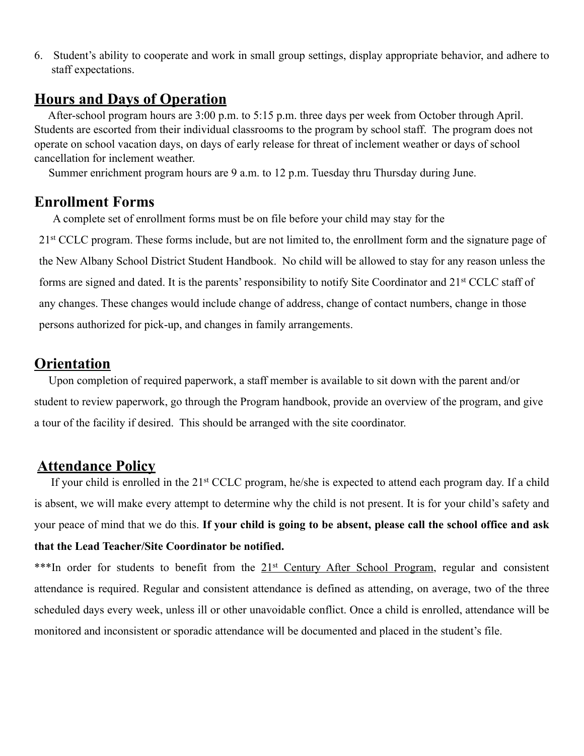6. Student's ability to cooperate and work in small group settings, display appropriate behavior, and adhere to staff expectations.

## Hours and Days of Operation

After-school program hours are 3:00 p.m. to 5:15 p.m. three days per week from October through April. Students are escorted from their individual classrooms to the program by school staff. The program does not operate on school vacation days, on days of early release for threat of inclement weather or days of school cancellation for inclement weather.

Summer enrichment program hours are 9 a.m. to 12 p.m. Tuesday thru Thursday during June.

## Enrollment Forms

A complete set of enrollment forms must be on file before your child may stay for the 21st CCLC program. These forms include, but are not limited to, the enrollment form and the signature page of the New Albany School District Student Handbook. No child will be allowed to stay for any reason unless the forms are signed and dated. It is the parents' responsibility to notify Site Coordinator and 21st CCLC staff of any changes. These changes would include change of address, change of contact numbers, change in those persons authorized for pick-up, and changes in family arrangements.

## Orientation

Upon completion of required paperwork, a staff member is available to sit down with the parent and/or student to review paperwork, go through the Program handbook, provide an overview of the program, and give a tour of the facility if desired. This should be arranged with the site coordinator.

## Attendance Policy

If your child is enrolled in the 21st CCLC program, he/she is expected to attend each program day. If a child is absent, we will make every attempt to determine why the child is not present. It is for your child's safety and your peace of mind that we do this. **If your child is going to be absent, please call the school office and ask that the Lead Teacher/Site Coordinator be notified.**

***In order for students to benefit from the 21st Century After School Program, regular and consistent attendance is required. Regular and consistent attendance is defined as attending, on average, two of the three scheduled days every week, unless ill or other unavoidable conflict. Once a child is enrolled, attendance will be monitored and inconsistent or sporadic attendance will be documented and placed in the student's file.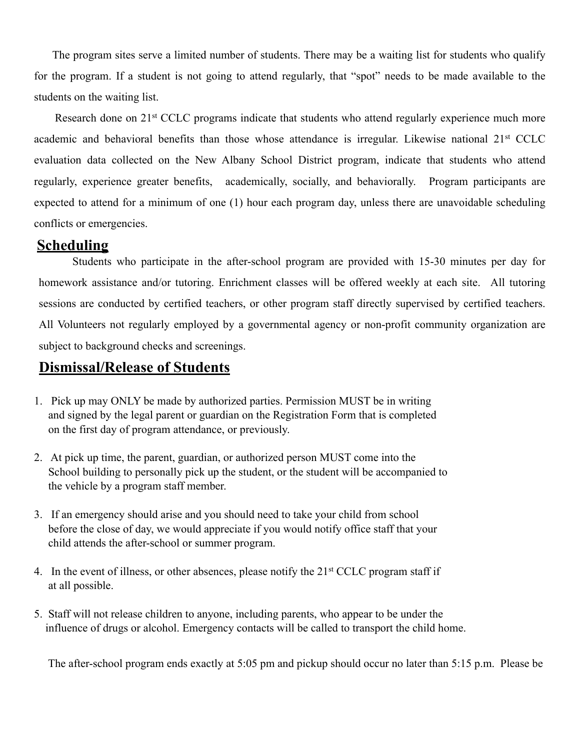The program sites serve a limited number of students. There may be a waiting list for students who qualify for the program. If a student is not going to attend regularly, that "spot" needs to be made available to the students on the waiting list.

Research done on 21st CCLC programs indicate that students who attend regularly experience much more academic and behavioral benefits than those whose attendance is irregular. Likewise national 21st CCLC evaluation data collected on the New Albany School District program, indicate that students who attend regularly, experience greater benefits, academically, socially, and behaviorally. Program participants are expected to attend for a minimum of one (1) hour each program day, unless there are unavoidable scheduling conflicts or emergencies.

## Scheduling

Students who participate in the after-school program are provided with 15-30 minutes per day for homework assistance and/or tutoring. Enrichment classes will be offered weekly at each site. All tutoring sessions are conducted by certified teachers, or other program staff directly supervised by certified teachers. All Volunteers not regularly employed by a governmental agency or non-profit community organization are subject to background checks and screenings.

## Dismissal/Release of Students

1. Pick up may ONLY be made by authorized parties. Permission MUST be in writing and signed by the legal parent or guardian on the Registration Form that is completed on the first day of program attendance, or previously.

2. At pick up time, the parent, guardian, or authorized person MUST come into the School building to personally pick up the student, or the student will be accompanied to the vehicle by a program staff member.

3. If an emergency should arise and you should need to take your child from school before the close of day, we would appreciate if you would notify office staff that your child attends the after-school or summer program.

4. In the event of illness, or other absences, please notify the 21st CCLC program staff if at all possible.

5. Staff will not release children to anyone, including parents, who appear to be under the influence of drugs or alcohol. Emergency contacts will be called to transport the child home.

The after-school program ends exactly at 5:05 pm and pickup should occur no later than 5:15 p.m. Please be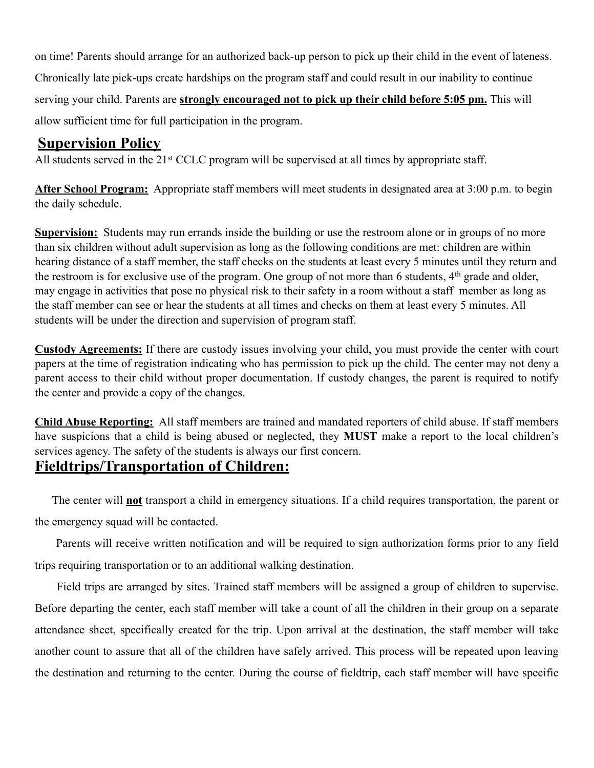on time! Parents should arrange for an authorized back-up person to pick up their child in the event of lateness. Chronically late pick-ups create hardships on the program staff and could result in our inability to continue serving your child. Parents are **strongly encouraged not to pick up their child before 5:05 pm.** This will allow sufficient time for full participation in the program.

## Supervision Policy

All students served in the 21st CCLC program will be supervised at all times by appropriate staff.

**After School Program:** Appropriate staff members will meet students in designated area at 3:00 p.m. to begin the daily schedule.

**Supervision:** Students may run errands inside the building or use the restroom alone or in groups of no more than six children without adult supervision as long as the following conditions are met: children are within hearing distance of a staff member, the staff checks on the students at least every 5 minutes until they return and the restroom is for exclusive use of the program. One group of not more than 6 students, 4th grade and older, may engage in activities that pose no physical risk to their safety in a room without a staff member as long as the staff member can see or hear the students at all times and checks on them at least every 5 minutes. All students will be under the direction and supervision of program staff.

**Custody Agreements:** If there are custody issues involving your child, you must provide the center with court papers at the time of registration indicating who has permission to pick up the child. The center may not deny a parent access to their child without proper documentation. If custody changes, the parent is required to notify the center and provide a copy of the changes.

**Child Abuse Reporting:** All staff members are trained and mandated reporters of child abuse. If staff members have suspicions that a child is being abused or neglected, they **MUST** make a report to the local children's services agency. The safety of the students is always our first concern.

## Fieldtrips/Transportation of Children:

The center will **not** transport a child in emergency situations. If a child requires transportation, the parent or the emergency squad will be contacted.

Parents will receive written notification and will be required to sign authorization forms prior to any field trips requiring transportation or to an additional walking destination.

Field trips are arranged by sites. Trained staff members will be assigned a group of children to supervise. Before departing the center, each staff member will take a count of all the children in their group on a separate attendance sheet, specifically created for the trip. Upon arrival at the destination, the staff member will take another count to assure that all of the children have safely arrived. This process will be repeated upon leaving the destination and returning to the center. During the course of fieldtrip, each staff member will have specific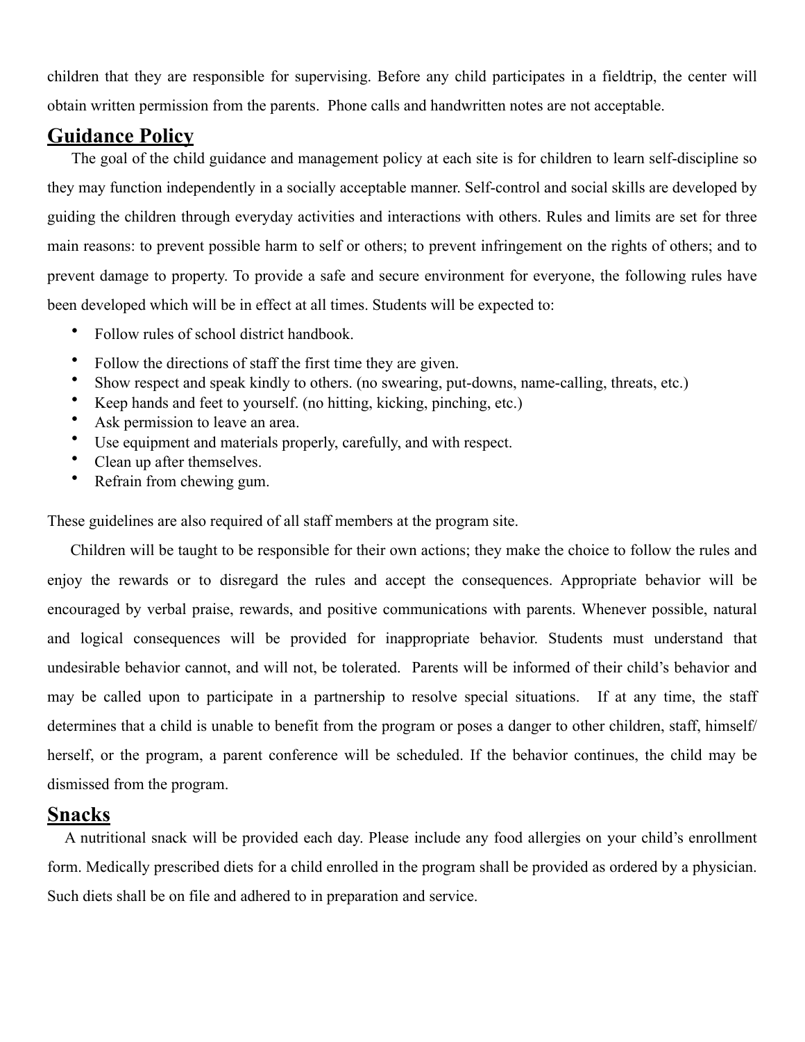children that they are responsible for supervising. Before any child participates in a fieldtrip, the center will obtain written permission from the parents. Phone calls and handwritten notes are not acceptable.

## Guidance Policy

The goal of the child guidance and management policy at each site is for children to learn self-discipline so they may function independently in a socially acceptable manner. Self-control and social skills are developed by guiding the children through everyday activities and interactions with others. Rules and limits are set for three main reasons: to prevent possible harm to self or others; to prevent infringement on the rights of others; and to prevent damage to property. To provide a safe and secure environment for everyone, the following rules have been developed which will be in effect at all times. Students will be expected to:

- Follow rules of school district handbook.
- Follow the directions of staff the first time they are given.
- Show respect and speak kindly to others. (no swearing, put-downs, name-calling, threats, etc.)
- Keep hands and feet to yourself. (no hitting, kicking, pinching, etc.)
- Ask permission to leave an area.
- Use equipment and materials properly, carefully, and with respect.
- Clean up after themselves.
- Refrain from chewing gum.

These guidelines are also required of all staff members at the program site.

Children will be taught to be responsible for their own actions; they make the choice to follow the rules and enjoy the rewards or to disregard the rules and accept the consequences. Appropriate behavior will be encouraged by verbal praise, rewards, and positive communications with parents. Whenever possible, natural and logical consequences will be provided for inappropriate behavior. Students must understand that undesirable behavior cannot, and will not, be tolerated. Parents will be informed of their child's behavior and may be called upon to participate in a partnership to resolve special situations. If at any time, the staff determines that a child is unable to benefit from the program or poses a danger to other children, staff, himself/herself, or the program, a parent conference will be scheduled. If the behavior continues, the child may be dismissed from the program.

## Snacks

A nutritional snack will be provided each day. Please include any food allergies on your child's enrollment form. Medically prescribed diets for a child enrolled in the program shall be provided as ordered by a physician. Such diets shall be on file and adhered to in preparation and service.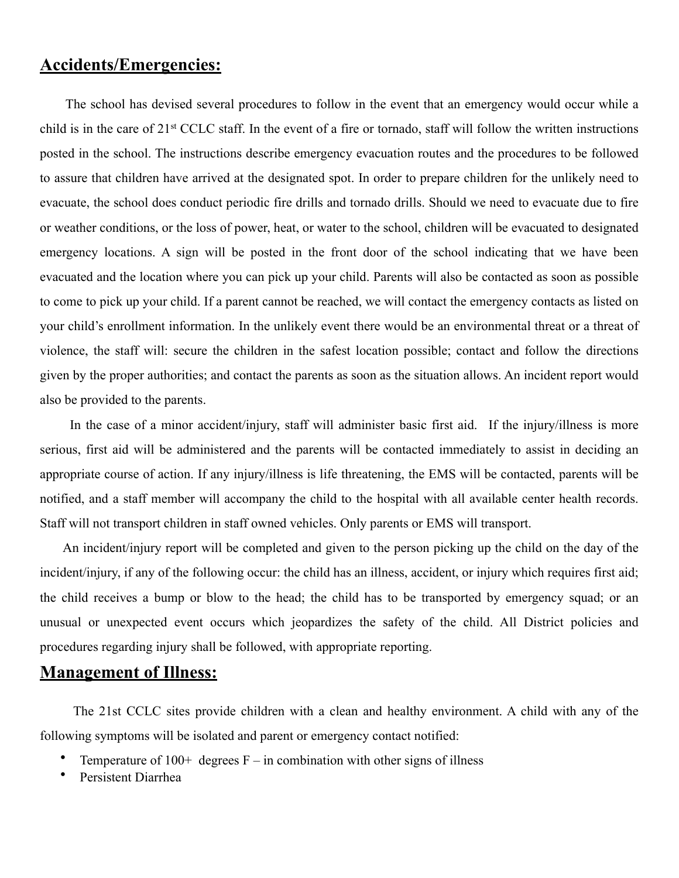## Accidents/Emergencies:

The school has devised several procedures to follow in the event that an emergency would occur while a child is in the care of 21st CCLC staff. In the event of a fire or tornado, staff will follow the written instructions posted in the school. The instructions describe emergency evacuation routes and the procedures to be followed to assure that children have arrived at the designated spot. In order to prepare children for the unlikely need to evacuate, the school does conduct periodic fire drills and tornado drills. Should we need to evacuate due to fire or weather conditions, or the loss of power, heat, or water to the school, children will be evacuated to designated emergency locations. A sign will be posted in the front door of the school indicating that we have been evacuated and the location where you can pick up your child. Parents will also be contacted as soon as possible to come to pick up your child. If a parent cannot be reached, we will contact the emergency contacts as listed on your child's enrollment information. In the unlikely event there would be an environmental threat or a threat of violence, the staff will: secure the children in the safest location possible; contact and follow the directions given by the proper authorities; and contact the parents as soon as the situation allows. An incident report would also be provided to the parents.

In the case of a minor accident/injury, staff will administer basic first aid. If the injury/illness is more serious, first aid will be administered and the parents will be contacted immediately to assist in deciding an appropriate course of action. If any injury/illness is life threatening, the EMS will be contacted, parents will be notified, and a staff member will accompany the child to the hospital with all available center health records. Staff will not transport children in staff owned vehicles. Only parents or EMS will transport.

An incident/injury report will be completed and given to the person picking up the child on the day of the incident/injury, if any of the following occur: the child has an illness, accident, or injury which requires first aid; the child receives a bump or blow to the head; the child has to be transported by emergency squad; or an unusual or unexpected event occurs which jeopardizes the safety of the child. All District policies and procedures regarding injury shall be followed, with appropriate reporting.

## Management of Illness:

The 21st CCLC sites provide children with a clean and healthy environment. A child with any of the following symptoms will be isolated and parent or emergency contact notified:

- Temperature of 100+ degrees F – in combination with other signs of illness
- Persistent Diarrhea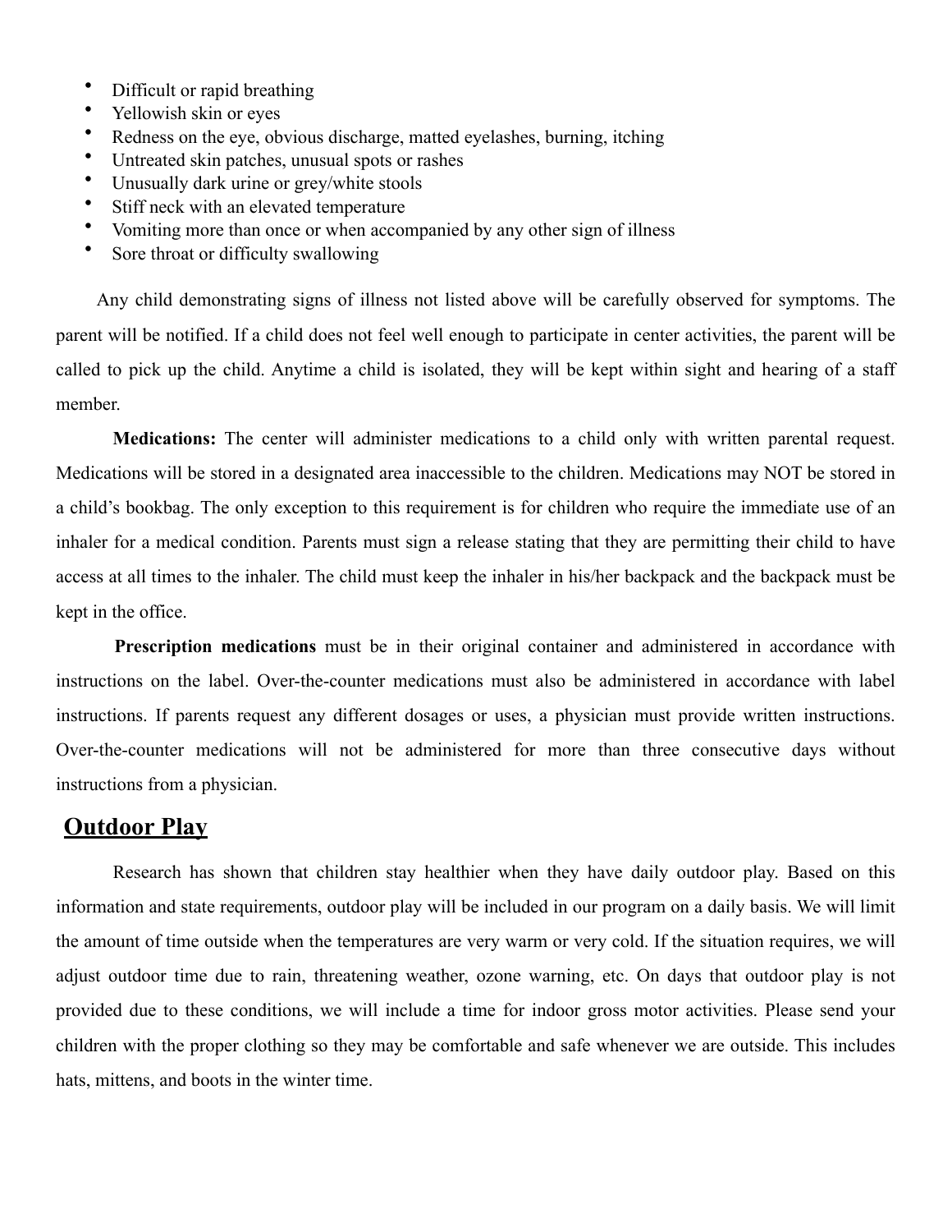- Difficult or rapid breathing
- Yellowish skin or eyes
- Redness on the eye, obvious discharge, matted eyelashes, burning, itching
- Untreated skin patches, unusual spots or rashes
- Unusually dark urine or grey/white stools
- Stiff neck with an elevated temperature
- Vomiting more than once or when accompanied by any other sign of illness
- Sore throat or difficulty swallowing

Any child demonstrating signs of illness not listed above will be carefully observed for symptoms. The parent will be notified. If a child does not feel well enough to participate in center activities, the parent will be called to pick up the child. Anytime a child is isolated, they will be kept within sight and hearing of a staff member.

**Medications:** The center will administer medications to a child only with written parental request. Medications will be stored in a designated area inaccessible to the children. Medications may NOT be stored in a child's bookbag. The only exception to this requirement is for children who require the immediate use of an inhaler for a medical condition. Parents must sign a release stating that they are permitting their child to have access at all times to the inhaler. The child must keep the inhaler in his/her backpack and the backpack must be kept in the office.

**Prescription medications** must be in their original container and administered in accordance with instructions on the label. Over-the-counter medications must also be administered in accordance with label instructions. If parents request any different dosages or uses, a physician must provide written instructions. Over-the-counter medications will not be administered for more than three consecutive days without instructions from a physician.

## Outdoor Play

Research has shown that children stay healthier when they have daily outdoor play. Based on this information and state requirements, outdoor play will be included in our program on a daily basis. We will limit the amount of time outside when the temperatures are very warm or very cold. If the situation requires, we will adjust outdoor time due to rain, threatening weather, ozone warning, etc. On days that outdoor play is not provided due to these conditions, we will include a time for indoor gross motor activities. Please send your children with the proper clothing so they may be comfortable and safe whenever we are outside. This includes hats, mittens, and boots in the winter time.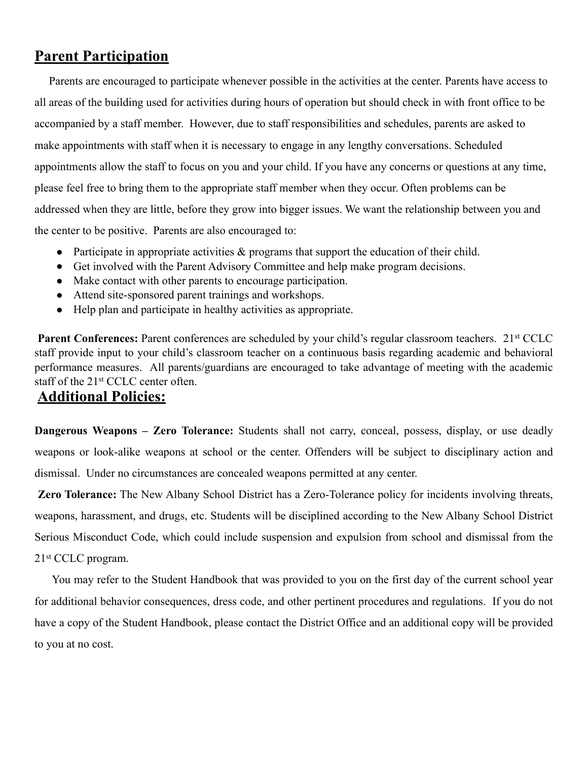## Parent Participation

Parents are encouraged to participate whenever possible in the activities at the center. Parents have access to all areas of the building used for activities during hours of operation but should check in with front office to be accompanied by a staff member. However, due to staff responsibilities and schedules, parents are asked to make appointments with staff when it is necessary to engage in any lengthy conversations. Scheduled appointments allow the staff to focus on you and your child. If you have any concerns or questions at any time, please feel free to bring them to the appropriate staff member when they occur. Often problems can be addressed when they are little, before they grow into bigger issues. We want the relationship between you and the center to be positive. Parents are also encouraged to:

- Participate in appropriate activities & programs that support the education of their child.
- Get involved with the Parent Advisory Committee and help make program decisions.
- Make contact with other parents to encourage participation.
- Attend site-sponsored parent trainings and workshops.
- Help plan and participate in healthy activities as appropriate.

**Parent Conferences:** Parent conferences are scheduled by your child's regular classroom teachers. 21st CCLC staff provide input to your child's classroom teacher on a continuous basis regarding academic and behavioral performance measures. All parents/guardians are encouraged to take advantage of meeting with the academic staff of the 21st CCLC center often.

## Additional Policies:

**Dangerous Weapons – Zero Tolerance:** Students shall not carry, conceal, possess, display, or use deadly weapons or look-alike weapons at school or the center. Offenders will be subject to disciplinary action and dismissal. Under no circumstances are concealed weapons permitted at any center.

**Zero Tolerance:** The New Albany School District has a Zero-Tolerance policy for incidents involving threats, weapons, harassment, and drugs, etc. Students will be disciplined according to the New Albany School District Serious Misconduct Code, which could include suspension and expulsion from school and dismissal from the 21st CCLC program.

You may refer to the Student Handbook that was provided to you on the first day of the current school year for additional behavior consequences, dress code, and other pertinent procedures and regulations. If you do not have a copy of the Student Handbook, please contact the District Office and an additional copy will be provided to you at no cost.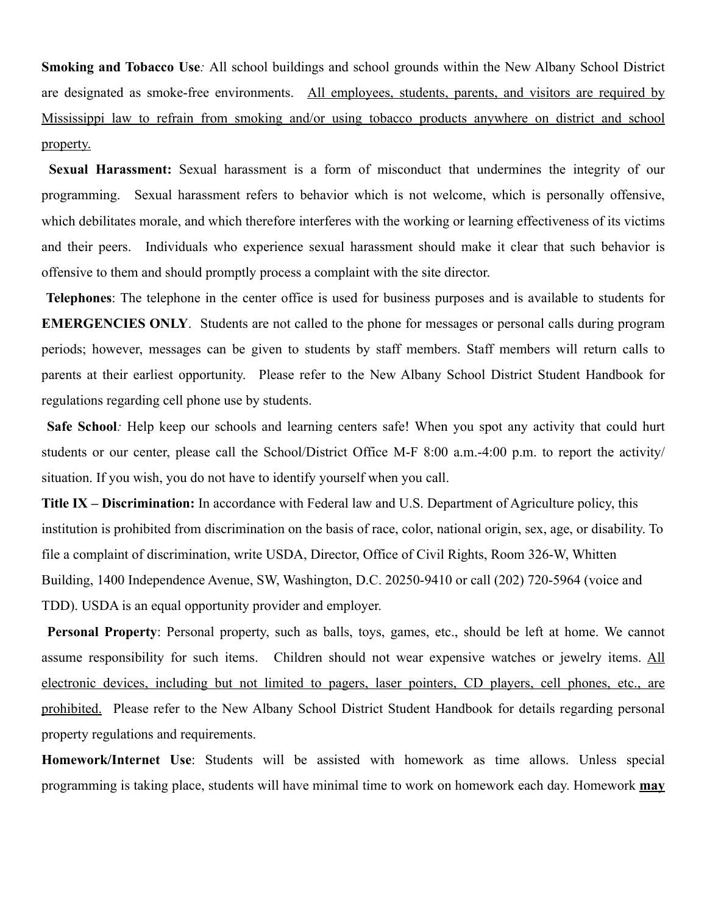**Smoking and Tobacco Use***:* All school buildings and school grounds within the New Albany School District are designated as smoke-free environments. <u>All employees, students, parents, and visitors are required by Mississippi law to refrain from smoking and/or using tobacco products anywhere on district and school property.</u>

**Sexual Harassment:** Sexual harassment is a form of misconduct that undermines the integrity of our programming. Sexual harassment refers to behavior which is not welcome, which is personally offensive, which debilitates morale, and which therefore interferes with the working or learning effectiveness of its victims and their peers. Individuals who experience sexual harassment should make it clear that such behavior is offensive to them and should promptly process a complaint with the site director.

**Telephones**: The telephone in the center office is used for business purposes and is available to students for **EMERGENCIES ONLY**. Students are not called to the phone for messages or personal calls during program periods; however, messages can be given to students by staff members. Staff members will return calls to parents at their earliest opportunity. Please refer to the New Albany School District Student Handbook for regulations regarding cell phone use by students.

**Safe School***:* Help keep our schools and learning centers safe! When you spot any activity that could hurt students or our center, please call the School/District Office M-F 8:00 a.m.-4:00 p.m. to report the activity/ situation. If you wish, you do not have to identify yourself when you call.

**Title IX – Discrimination:** In accordance with Federal law and U.S. Department of Agriculture policy, this institution is prohibited from discrimination on the basis of race, color, national origin, sex, age, or disability. To file a complaint of discrimination, write USDA, Director, Office of Civil Rights, Room 326-W, Whitten Building, 1400 Independence Avenue, SW, Washington, D.C. 20250-9410 or call (202) 720-5964 (voice and TDD). USDA is an equal opportunity provider and employer.

**Personal Property**: Personal property, such as balls, toys, games, etc., should be left at home. We cannot assume responsibility for such items. Children should not wear expensive watches or jewelry items. <u>All electronic devices, including but not limited to pagers, laser pointers, CD players, cell phones, etc., are prohibited.</u> Please refer to the New Albany School District Student Handbook for details regarding personal property regulations and requirements.

**Homework/Internet Use**: Students will be assisted with homework as time allows. Unless special programming is taking place, students will have minimal time to work on homework each day. Homework **<u>may</u>**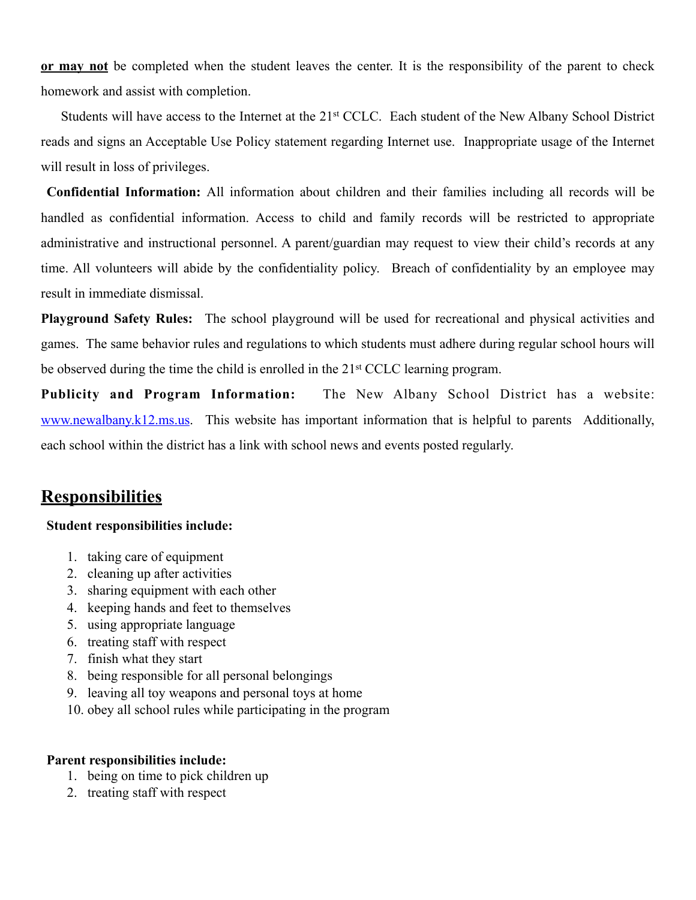**or may not** be completed when the student leaves the center. It is the responsibility of the parent to check homework and assist with completion.

Students will have access to the Internet at the 21st CCLC. Each student of the New Albany School District reads and signs an Acceptable Use Policy statement regarding Internet use. Inappropriate usage of the Internet will result in loss of privileges.

**Confidential Information:** All information about children and their families including all records will be handled as confidential information. Access to child and family records will be restricted to appropriate administrative and instructional personnel. A parent/guardian may request to view their child's records at any time. All volunteers will abide by the confidentiality policy. Breach of confidentiality by an employee may result in immediate dismissal.

**Playground Safety Rules:** The school playground will be used for recreational and physical activities and games. The same behavior rules and regulations to which students must adhere during regular school hours will be observed during the time the child is enrolled in the 21st CCLC learning program.

**Publicity and Program Information:** The New Albany School District has a website: [www.newalbany.k12.ms.us](http://www.newalbany.k12.ms.us). This website has important information that is helpful to parents Additionally, each school within the district has a link with school news and events posted regularly.

## Responsibilities

**Student responsibilities include:**

1. taking care of equipment
2. cleaning up after activities
3. sharing equipment with each other
4. keeping hands and feet to themselves
5. using appropriate language
6. treating staff with respect
7. finish what they start
8. being responsible for all personal belongings
9. leaving all toy weapons and personal toys at home
10. obey all school rules while participating in the program

**Parent responsibilities include:**

1. being on time to pick children up
2. treating staff with respect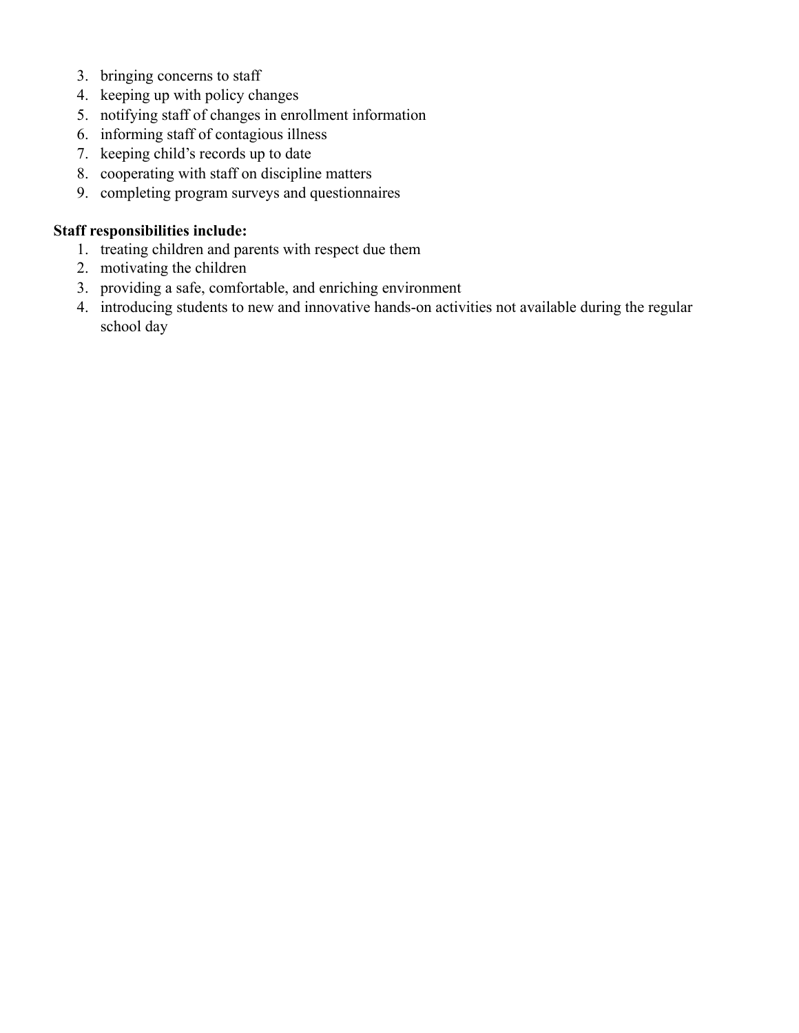3. bringing concerns to staff
4. keeping up with policy changes
5. notifying staff of changes in enrollment information
6. informing staff of contagious illness
7. keeping child's records up to date
8. cooperating with staff on discipline matters
9. completing program surveys and questionnaires

**Staff responsibilities include:**

1. treating children and parents with respect due them
2. motivating the children
3. providing a safe, comfortable, and enriching environment
4. introducing students to new and innovative hands-on activities not available during the regular school day